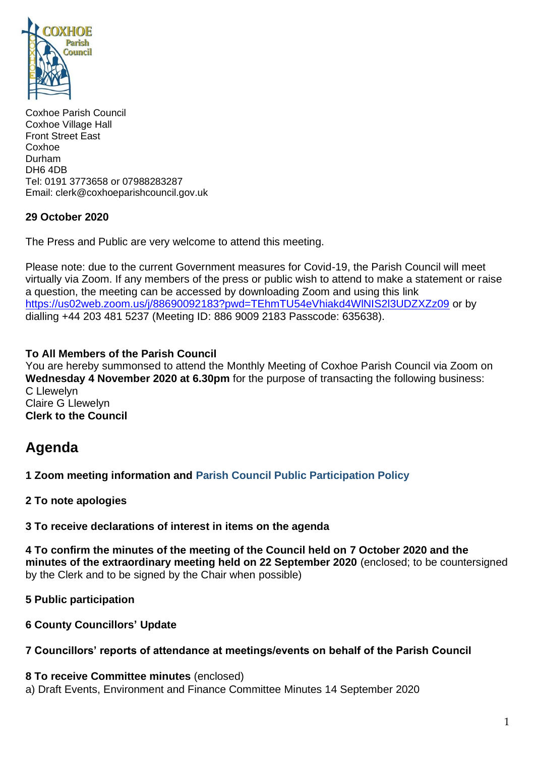Coxhoe Parish Council
Coxhoe Village Hall
Front Street East
Coxhoe
Durham
DH6 4DB
Tel: 0191 3773658 or 07988283287
Email: clerk@coxhoeparishcouncil.gov.uk

**29 October 2020**

The Press and Public are very welcome to attend this meeting.

Please note: due to the current Government measures for Covid-19, the Parish Council will meet virtually via Zoom. If any members of the press or public wish to attend to make a statement or raise a question, the meeting can be accessed by downloading Zoom and using this link https://us02web.zoom.us/j/88690092183?pwd=TEhmTU54eVhiakd4WlNIS2l3UDZXZz09 or by dialling +44 203 481 5237 (Meeting ID: 886 9009 2183 Passcode: 635638).

**To All Members of the Parish Council**
You are hereby summonsed to attend the Monthly Meeting of Coxhoe Parish Council via Zoom on **Wednesday 4 November 2020 at 6.30pm** for the purpose of transacting the following business:
C Llewelyn
Claire G Llewelyn
**Clerk to the Council**

# Agenda

**1 Zoom meeting information and Parish Council Public Participation Policy**

**2 To note apologies**

**3 To receive declarations of interest in items on the agenda**

**4 To confirm the minutes of the meeting of the Council held on 7 October 2020 and the minutes of the extraordinary meeting held on 22 September 2020** (enclosed; to be countersigned by the Clerk and to be signed by the Chair when possible)

**5 Public participation**

**6 County Councillors' Update**

**7 Councillors' reports of attendance at meetings/events on behalf of the Parish Council**

**8 To receive Committee minutes** (enclosed)
a) Draft Events, Environment and Finance Committee Minutes 14 September 2020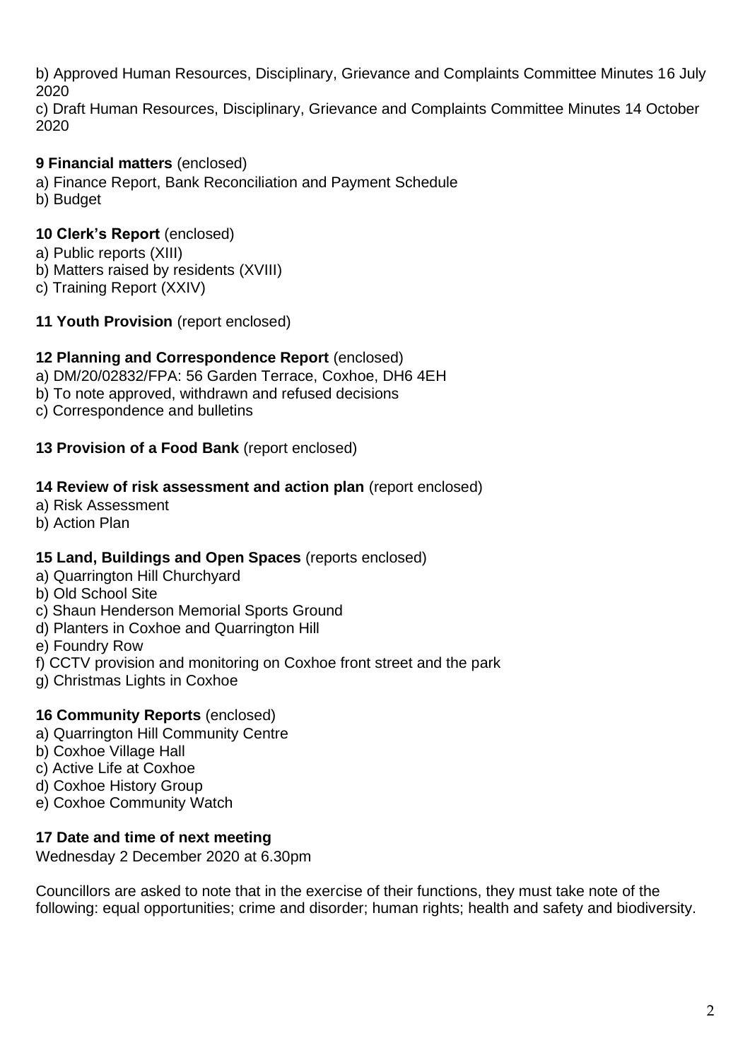b) Approved Human Resources, Disciplinary, Grievance and Complaints Committee Minutes 16 July 2020

c) Draft Human Resources, Disciplinary, Grievance and Complaints Committee Minutes 14 October 2020

**9 Financial matters** (enclosed)

a) Finance Report, Bank Reconciliation and Payment Schedule
b) Budget

**10 Clerk's Report** (enclosed)

a) Public reports (XIII)
b) Matters raised by residents (XVIII)
c) Training Report (XXIV)

**11 Youth Provision** (report enclosed)

**12 Planning and Correspondence Report** (enclosed)

a) DM/20/02832/FPA: 56 Garden Terrace, Coxhoe, DH6 4EH
b) To note approved, withdrawn and refused decisions
c) Correspondence and bulletins

**13 Provision of a Food Bank** (report enclosed)

**14 Review of risk assessment and action plan** (report enclosed)

a) Risk Assessment
b) Action Plan

**15 Land, Buildings and Open Spaces** (reports enclosed)

a) Quarrington Hill Churchyard
b) Old School Site
c) Shaun Henderson Memorial Sports Ground
d) Planters in Coxhoe and Quarrington Hill
e) Foundry Row
f) CCTV provision and monitoring on Coxhoe front street and the park
g) Christmas Lights in Coxhoe

**16 Community Reports** (enclosed)

a) Quarrington Hill Community Centre
b) Coxhoe Village Hall
c) Active Life at Coxhoe
d) Coxhoe History Group
e) Coxhoe Community Watch

**17 Date and time of next meeting**

Wednesday 2 December 2020 at 6.30pm

Councillors are asked to note that in the exercise of their functions, they must take note of the following: equal opportunities; crime and disorder; human rights; health and safety and biodiversity.